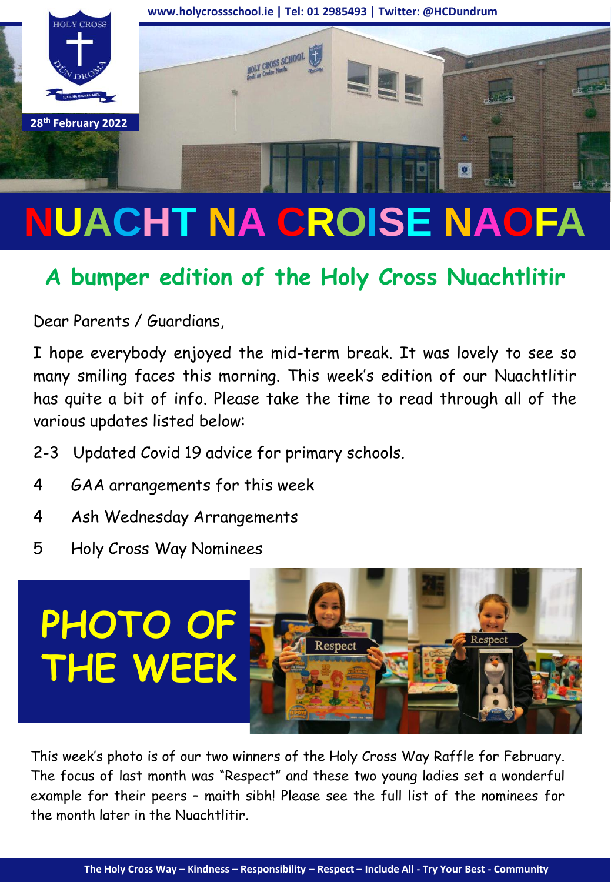www.holycrossschool.ie | Tel: 01 2985493 | Twitter: @HCDundrum

28th February 2022

# NUACHT NA CROISE NAOFA

## A bumper edition of the Holy Cross Nuachtlitir

Dear Parents / Guardians,

I hope everybody enjoyed the mid-term break. It was lovely to see so many smiling faces this morning. This week's edition of our Nuachtlitir has quite a bit of info. Please take the time to read through all of the various updates listed below:

- 2-3 Updated Covid 19 advice for primary schools.
- 4 GAA arrangements for this week
- 4 Ash Wednesday Arrangements
- 5 Holy Cross Way Nominees

## PHOTO OF THE WEEK

This week's photo is of our two winners of the Holy Cross Way Raffle for February. The focus of last month was "Respect" and these two young ladies set a wonderful example for their peers – maith sibh! Please see the full list of the nominees for the month later in the Nuachtlitir.

The Holy Cross Way – Kindness – Responsibility – Respect – Include All - Try Your Best - Community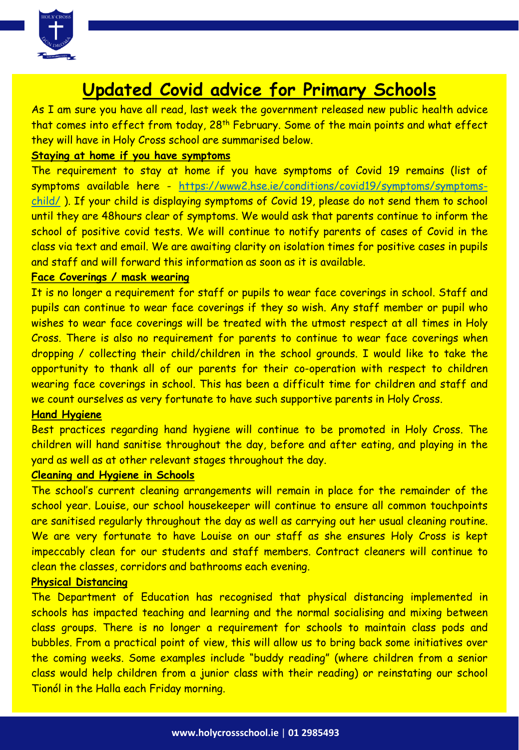# Updated Covid advice for Primary Schools

As I am sure you have all read, last week the government released new public health advice that comes into effect from today, 28th February. Some of the main points and what effect they will have in Holy Cross school are summarised below.

## Staying at home if you have symptoms

The requirement to stay at home if you have symptoms of Covid 19 remains (list of symptoms available here - https://www2.hse.ie/conditions/covid19/symptoms/symptoms-child/ ). If your child is displaying symptoms of Covid 19, please do not send them to school until they are 48hours clear of symptoms. We would ask that parents continue to inform the school of positive covid tests. We will continue to notify parents of cases of Covid in the class via text and email. We are awaiting clarity on isolation times for positive cases in pupils and staff and will forward this information as soon as it is available.

## Face Coverings / mask wearing

It is no longer a requirement for staff or pupils to wear face coverings in school. Staff and pupils can continue to wear face coverings if they so wish. Any staff member or pupil who wishes to wear face coverings will be treated with the utmost respect at all times in Holy Cross. There is also no requirement for parents to continue to wear face coverings when dropping / collecting their child/children in the school grounds. I would like to take the opportunity to thank all of our parents for their co-operation with respect to children wearing face coverings in school. This has been a difficult time for children and staff and we count ourselves as very fortunate to have such supportive parents in Holy Cross.

## Hand Hygiene

Best practices regarding hand hygiene will continue to be promoted in Holy Cross. The children will hand sanitise throughout the day, before and after eating, and playing in the yard as well as at other relevant stages throughout the day.

## Cleaning and Hygiene in Schools

The school's current cleaning arrangements will remain in place for the remainder of the school year. Louise, our school housekeeper will continue to ensure all common touchpoints are sanitised regularly throughout the day as well as carrying out her usual cleaning routine. We are very fortunate to have Louise on our staff as she ensures Holy Cross is kept impeccably clean for our students and staff members. Contract cleaners will continue to clean the classes, corridors and bathrooms each evening.

## Physical Distancing

The Department of Education has recognised that physical distancing implemented in schools has impacted teaching and learning and the normal socialising and mixing between class groups. There is no longer a requirement for schools to maintain class pods and bubbles. From a practical point of view, this will allow us to bring back some initiatives over the coming weeks. Some examples include "buddy reading" (where children from a senior class would help children from a junior class with their reading) or reinstating our school Tionól in the Halla each Friday morning.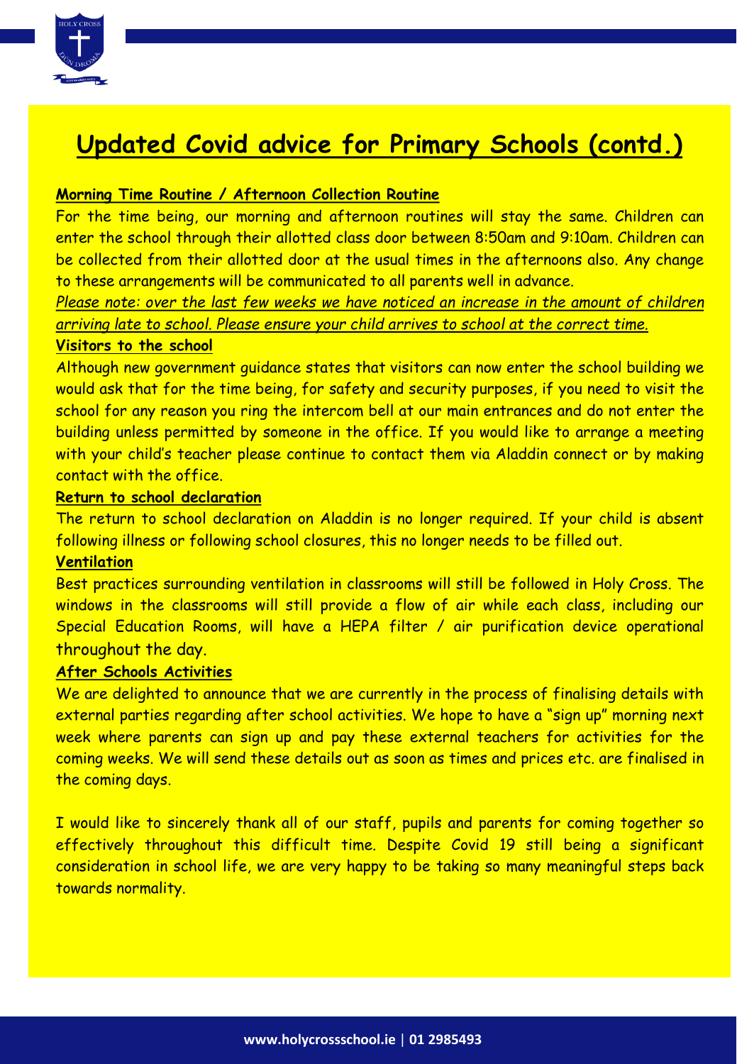# Updated Covid advice for Primary Schools (contd.)

**Morning Time Routine / Afternoon Collection Routine**

For the time being, our morning and afternoon routines will stay the same. Children can enter the school through their allotted class door between 8:50am and 9:10am. Children can be collected from their allotted door at the usual times in the afternoons also. Any change to these arrangements will be communicated to all parents well in advance.

*Please note: over the last few weeks we have noticed an increase in the amount of children arriving late to school. Please ensure your child arrives to school at the correct time.*

**Visitors to the school**

Although new government guidance states that visitors can now enter the school building we would ask that for the time being, for safety and security purposes, if you need to visit the school for any reason you ring the intercom bell at our main entrances and do not enter the building unless permitted by someone in the office. If you would like to arrange a meeting with your child's teacher please continue to contact them via Aladdin connect or by making contact with the office.

**Return to school declaration**

The return to school declaration on Aladdin is no longer required. If your child is absent following illness or following school closures, this no longer needs to be filled out.

**Ventilation**

Best practices surrounding ventilation in classrooms will still be followed in Holy Cross. The windows in the classrooms will still provide a flow of air while each class, including our Special Education Rooms, will have a HEPA filter / air purification device operational throughout the day.

**After Schools Activities**

We are delighted to announce that we are currently in the process of finalising details with external parties regarding after school activities. We hope to have a "sign up" morning next week where parents can sign up and pay these external teachers for activities for the coming weeks. We will send these details out as soon as times and prices etc. are finalised in the coming days.

I would like to sincerely thank all of our staff, pupils and parents for coming together so effectively throughout this difficult time. Despite Covid 19 still being a significant consideration in school life, we are very happy to be taking so many meaningful steps back towards normality.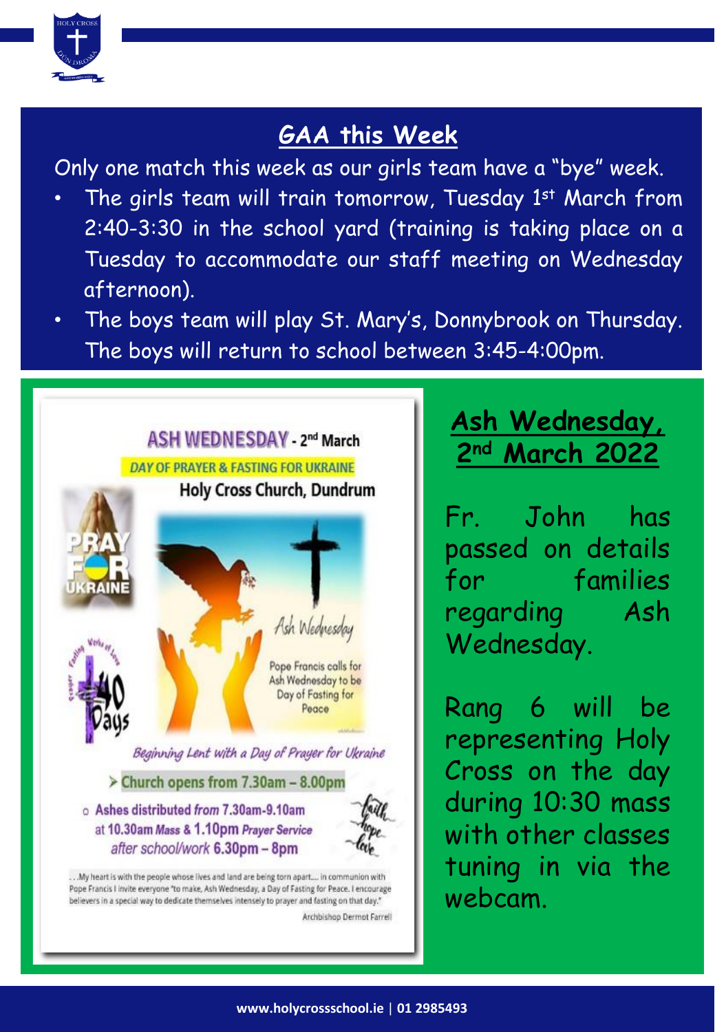## GAA this Week

Only one match this week as our girls team have a "bye" week.

- The girls team will train tomorrow, Tuesday 1st March from 2:40-3:30 in the school yard (training is taking place on a Tuesday to accommodate our staff meeting on Wednesday afternoon).
- The boys team will play St. Mary's, Donnybrook on Thursday. The boys will return to school between 3:45-4:00pm.

**ASH WEDNESDAY - 2nd March**

*DAY OF PRAYER & FASTING FOR UKRAINE*

**Holy Cross Church, Dundrum**

PRAY FOR UKRAINE

40 Days

Ash Wednesday

Pope Francis calls for Ash Wednesday to be Day of Fasting for Peace

*Beginning Lent with a Day of Prayer for Ukraine*

- Church opens from 7.30am – 8.00pm
  - Ashes distributed *from* 7.30am-9.10am at 10.30am *Mass* & 1.10pm *Prayer Service* *after school/work* 6.30pm – 8pm

faith hope love

"...My heart is with the people whose lives and land are being torn apart.... in communion with Pope Francis I invite everyone "to make, Ash Wednesday, a Day of Fasting for Peace. I encourage believers in a special way to dedicate themselves intensely to prayer and fasting on that day."

Archbishop Dermot Farrell

## Ash Wednesday, 2nd March 2022

Fr. John has passed on details for families regarding Ash Wednesday.

Rang 6 will be representing Holy Cross on the day during 10:30 mass with other classes tuning in via the webcam.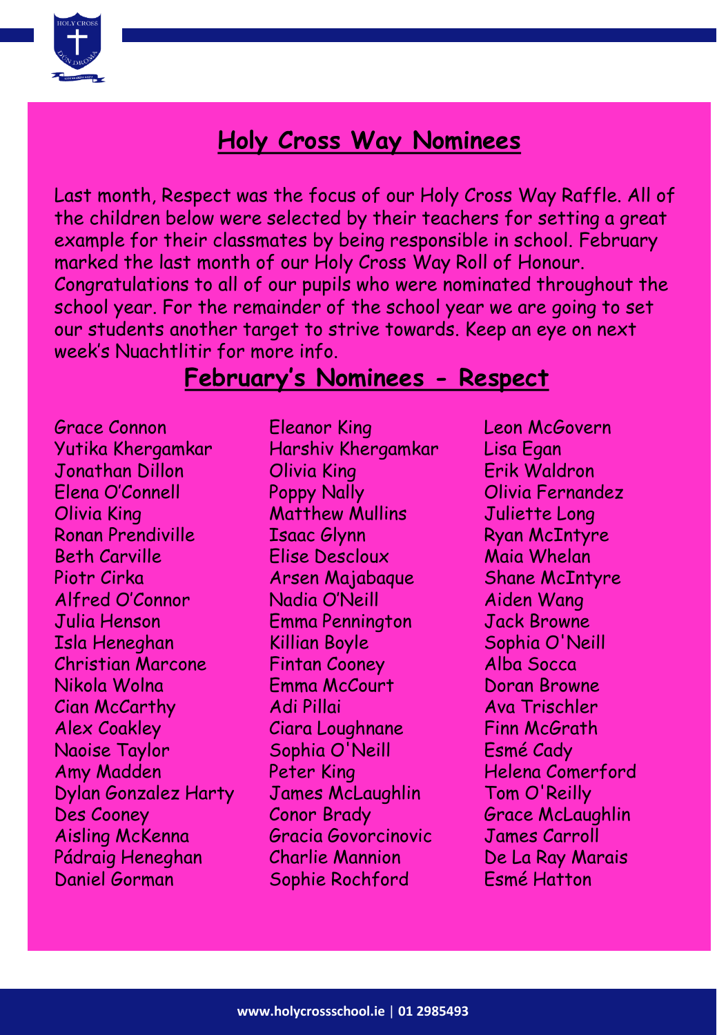## Holy Cross Way Nominees

Last month, Respect was the focus of our Holy Cross Way Raffle. All of the children below were selected by their teachers for setting a great example for their classmates by being responsible in school. February marked the last month of our Holy Cross Way Roll of Honour. Congratulations to all of our pupils who were nominated throughout the school year. For the remainder of the school year we are going to set our students another target to strive towards. Keep an eye on next week's Nuachtlitir for more info.

## February's Nominees - Respect

Grace Connon
Yutika Khergamkar
Jonathan Dillon
Elena O'Connell
Olivia King
Ronan Prendiville
Beth Carville
Piotr Cirka
Alfred O'Connor
Julia Henson
Isla Heneghan
Christian Marcone
Nikola Wolna
Cian McCarthy
Alex Coakley
Naoise Taylor
Amy Madden
Dylan Gonzalez Harty
Des Cooney
Aisling McKenna
Pádraig Heneghan
Daniel Gorman

Eleanor King
Harshiv Khergamkar
Olivia King
Poppy Nally
Matthew Mullins
Isaac Glynn
Elise Descloux
Arsen Majabaque
Nadia O'Neill
Emma Pennington
Killian Boyle
Fintan Cooney
Emma McCourt
Adi Pillai
Ciara Loughnane
Sophia O'Neill
Peter King
James McLaughlin
Conor Brady
Gracia Govorcinovic
Charlie Mannion
Sophie Rochford

Leon McGovern
Lisa Egan
Erik Waldron
Olivia Fernandez
Juliette Long
Ryan McIntyre
Maia Whelan
Shane McIntyre
Aiden Wang
Jack Browne
Sophia O'Neill
Alba Socca
Doran Browne
Ava Trischler
Finn McGrath
Esmé Cady
Helena Comerford
Tom O'Reilly
Grace McLaughlin
James Carroll
De La Ray Marais
Esmé Hatton